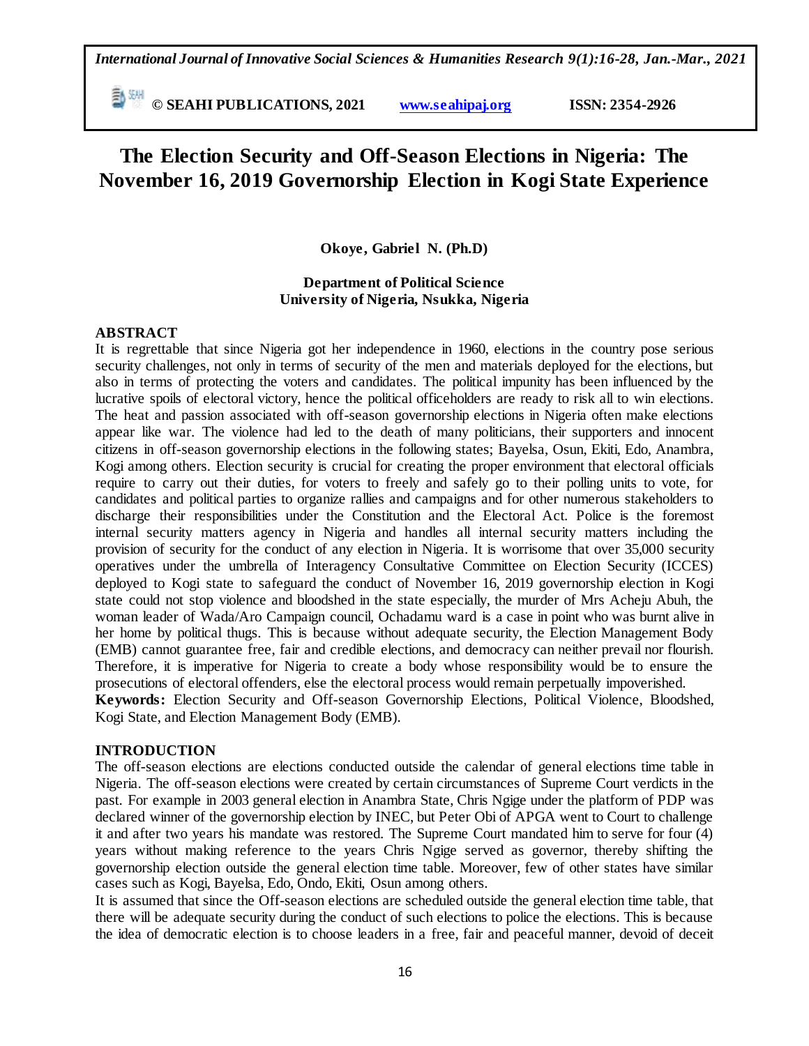# The Election Security and Off-Season Elections in Nigeria: The November 16, 2019 Governorship Election in Kogi State Experience

**Okoye, Gabriel N. (Ph.D)**

**Department of Political Science**
**University of Nigeria, Nsukka, Nigeria**

## ABSTRACT

It is regrettable that since Nigeria got her independence in 1960, elections in the country pose serious security challenges, not only in terms of security of the men and materials deployed for the elections, but also in terms of protecting the voters and candidates. The political impunity has been influenced by the lucrative spoils of electoral victory, hence the political officeholders are ready to risk all to win elections. The heat and passion associated with off-season governorship elections in Nigeria often make elections appear like war. The violence had led to the death of many politicians, their supporters and innocent citizens in off-season governorship elections in the following states; Bayelsa, Osun, Ekiti, Edo, Anambra, Kogi among others. Election security is crucial for creating the proper environment that electoral officials require to carry out their duties, for voters to freely and safely go to their polling units to vote, for candidates and political parties to organize rallies and campaigns and for other numerous stakeholders to discharge their responsibilities under the Constitution and the Electoral Act. Police is the foremost internal security matters agency in Nigeria and handles all internal security matters including the provision of security for the conduct of any election in Nigeria. It is worrisome that over 35,000 security operatives under the umbrella of Interagency Consultative Committee on Election Security (ICCES) deployed to Kogi state to safeguard the conduct of November 16, 2019 governorship election in Kogi state could not stop violence and bloodshed in the state especially, the murder of Mrs Acheju Abuh, the woman leader of Wada/Aro Campaign council, Ochadamu ward is a case in point who was burnt alive in her home by political thugs. This is because without adequate security, the Election Management Body (EMB) cannot guarantee free, fair and credible elections, and democracy can neither prevail nor flourish. Therefore, it is imperative for Nigeria to create a body whose responsibility would be to ensure the prosecutions of electoral offenders, else the electoral process would remain perpetually impoverished.

**Keywords:** Election Security and Off-season Governorship Elections, Political Violence, Bloodshed, Kogi State, and Election Management Body (EMB).

## INTRODUCTION

The off-season elections are elections conducted outside the calendar of general elections time table in Nigeria. The off-season elections were created by certain circumstances of Supreme Court verdicts in the past. For example in 2003 general election in Anambra State, Chris Ngige under the platform of PDP was declared winner of the governorship election by INEC, but Peter Obi of APGA went to Court to challenge it and after two years his mandate was restored. The Supreme Court mandated him to serve for four (4) years without making reference to the years Chris Ngige served as governor, thereby shifting the governorship election outside the general election time table. Moreover, few of other states have similar cases such as Kogi, Bayelsa, Edo, Ondo, Ekiti, Osun among others.

It is assumed that since the Off-season elections are scheduled outside the general election time table, that there will be adequate security during the conduct of such elections to police the elections. This is because the idea of democratic election is to choose leaders in a free, fair and peaceful manner, devoid of deceit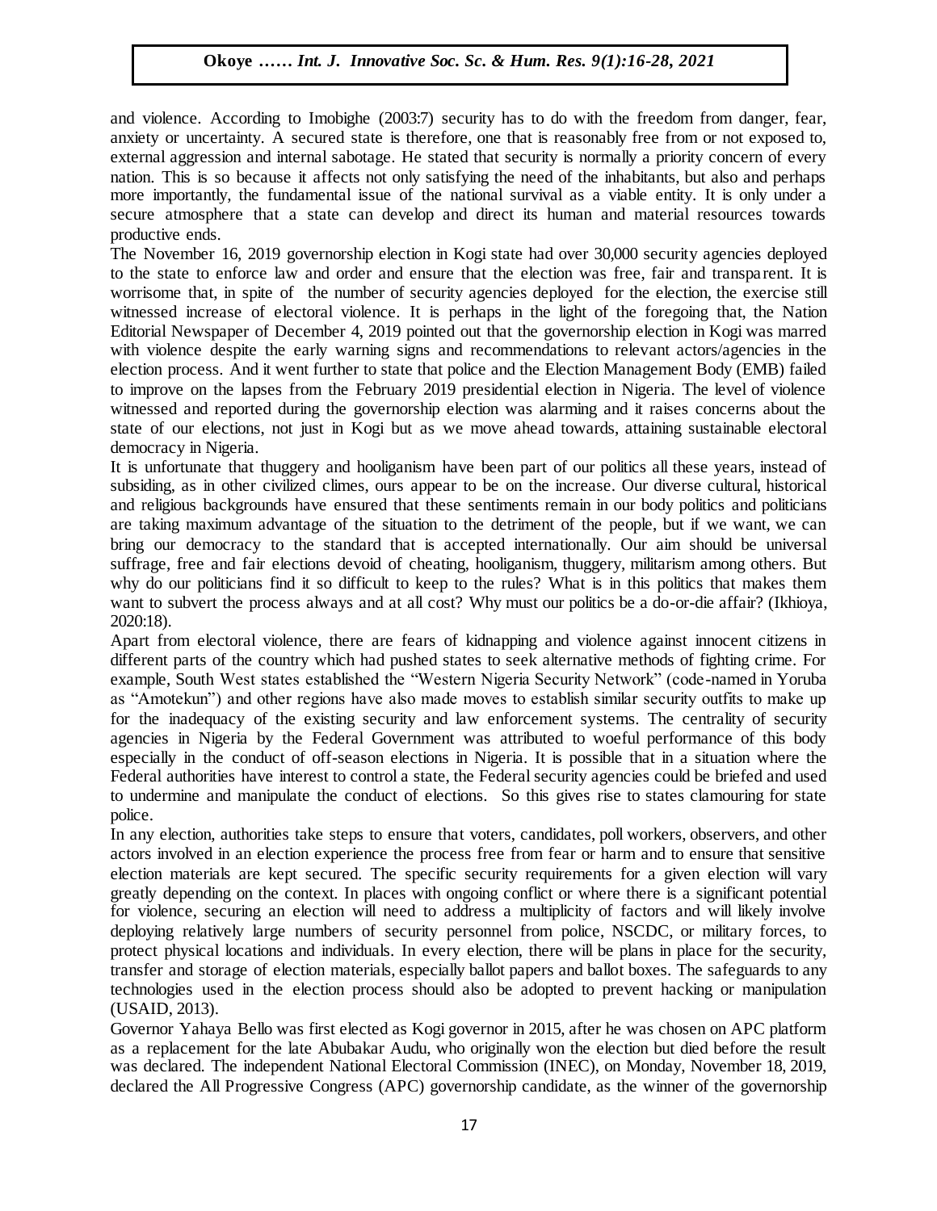and violence. According to Imobighe (2003:7) security has to do with the freedom from danger, fear, anxiety or uncertainty. A secured state is therefore, one that is reasonably free from or not exposed to, external aggression and internal sabotage. He stated that security is normally a priority concern of every nation. This is so because it affects not only satisfying the need of the inhabitants, but also and perhaps more importantly, the fundamental issue of the national survival as a viable entity. It is only under a secure atmosphere that a state can develop and direct its human and material resources towards productive ends.

The November 16, 2019 governorship election in Kogi state had over 30,000 security agencies deployed to the state to enforce law and order and ensure that the election was free, fair and transparent. It is worrisome that, in spite of the number of security agencies deployed for the election, the exercise still witnessed increase of electoral violence. It is perhaps in the light of the foregoing that, the Nation Editorial Newspaper of December 4, 2019 pointed out that the governorship election in Kogi was marred with violence despite the early warning signs and recommendations to relevant actors/agencies in the election process. And it went further to state that police and the Election Management Body (EMB) failed to improve on the lapses from the February 2019 presidential election in Nigeria. The level of violence witnessed and reported during the governorship election was alarming and it raises concerns about the state of our elections, not just in Kogi but as we move ahead towards, attaining sustainable electoral democracy in Nigeria.

It is unfortunate that thuggery and hooliganism have been part of our politics all these years, instead of subsiding, as in other civilized climes, ours appear to be on the increase. Our diverse cultural, historical and religious backgrounds have ensured that these sentiments remain in our body politics and politicians are taking maximum advantage of the situation to the detriment of the people, but if we want, we can bring our democracy to the standard that is accepted internationally. Our aim should be universal suffrage, free and fair elections devoid of cheating, hooliganism, thuggery, militarism among others. But why do our politicians find it so difficult to keep to the rules? What is in this politics that makes them want to subvert the process always and at all cost? Why must our politics be a do-or-die affair? (Ikhioya, 2020:18).

Apart from electoral violence, there are fears of kidnapping and violence against innocent citizens in different parts of the country which had pushed states to seek alternative methods of fighting crime. For example, South West states established the "Western Nigeria Security Network" (code-named in Yoruba as "Amotekun") and other regions have also made moves to establish similar security outfits to make up for the inadequacy of the existing security and law enforcement systems. The centrality of security agencies in Nigeria by the Federal Government was attributed to woeful performance of this body especially in the conduct of off-season elections in Nigeria. It is possible that in a situation where the Federal authorities have interest to control a state, the Federal security agencies could be briefed and used to undermine and manipulate the conduct of elections. So this gives rise to states clamouring for state police.

In any election, authorities take steps to ensure that voters, candidates, poll workers, observers, and other actors involved in an election experience the process free from fear or harm and to ensure that sensitive election materials are kept secured. The specific security requirements for a given election will vary greatly depending on the context. In places with ongoing conflict or where there is a significant potential for violence, securing an election will need to address a multiplicity of factors and will likely involve deploying relatively large numbers of security personnel from police, NSCDC, or military forces, to protect physical locations and individuals. In every election, there will be plans in place for the security, transfer and storage of election materials, especially ballot papers and ballot boxes. The safeguards to any technologies used in the election process should also be adopted to prevent hacking or manipulation (USAID, 2013).

Governor Yahaya Bello was first elected as Kogi governor in 2015, after he was chosen on APC platform as a replacement for the late Abubakar Audu, who originally won the election but died before the result was declared. The independent National Electoral Commission (INEC), on Monday, November 18, 2019, declared the All Progressive Congress (APC) governorship candidate, as the winner of the governorship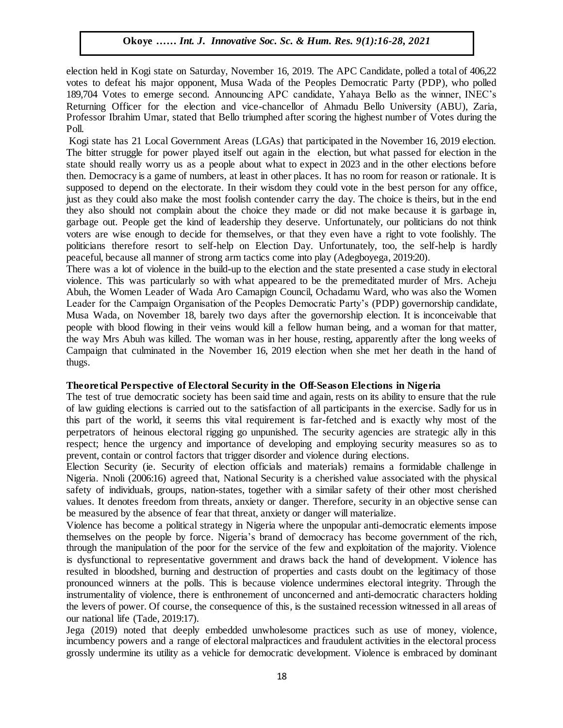election held in Kogi state on Saturday, November 16, 2019. The APC Candidate, polled a total of 406,22 votes to defeat his major opponent, Musa Wada of the Peoples Democratic Party (PDP), who polled 189,704 Votes to emerge second. Announcing APC candidate, Yahaya Bello as the winner, INEC's Returning Officer for the election and vice-chancellor of Ahmadu Bello University (ABU), Zaria, Professor Ibrahim Umar, stated that Bello triumphed after scoring the highest number of Votes during the Poll.

Kogi state has 21 Local Government Areas (LGAs) that participated in the November 16, 2019 election. The bitter struggle for power played itself out again in the election, but what passed for election in the state should really worry us as a people about what to expect in 2023 and in the other elections before then. Democracy is a game of numbers, at least in other places. It has no room for reason or rationale. It is supposed to depend on the electorate. In their wisdom they could vote in the best person for any office, just as they could also make the most foolish contender carry the day. The choice is theirs, but in the end they also should not complain about the choice they made or did not make because it is garbage in, garbage out. People get the kind of leadership they deserve. Unfortunately, our politicians do not think voters are wise enough to decide for themselves, or that they even have a right to vote foolishly. The politicians therefore resort to self-help on Election Day. Unfortunately, too, the self-help is hardly peaceful, because all manner of strong arm tactics come into play (Adegboyega, 2019:20).

There was a lot of violence in the build-up to the election and the state presented a case study in electoral violence. This was particularly so with what appeared to be the premeditated murder of Mrs. Acheju Abuh, the Women Leader of Wada Aro Camapign Council, Ochadamu Ward, who was also the Women Leader for the Campaign Organisation of the Peoples Democratic Party's (PDP) governorship candidate, Musa Wada, on November 18, barely two days after the governorship election. It is inconceivable that people with blood flowing in their veins would kill a fellow human being, and a woman for that matter, the way Mrs Abuh was killed. The woman was in her house, resting, apparently after the long weeks of Campaign that culminated in the November 16, 2019 election when she met her death in the hand of thugs.

## Theoretical Perspective of Electoral Security in the Off-Season Elections in Nigeria

The test of true democratic society has been said time and again, rests on its ability to ensure that the rule of law guiding elections is carried out to the satisfaction of all participants in the exercise. Sadly for us in this part of the world, it seems this vital requirement is far-fetched and is exactly why most of the perpetrators of heinous electoral rigging go unpunished. The security agencies are strategic ally in this respect; hence the urgency and importance of developing and employing security measures so as to prevent, contain or control factors that trigger disorder and violence during elections.

Election Security (ie. Security of election officials and materials) remains a formidable challenge in Nigeria. Nnoli (2006:16) agreed that, National Security is a cherished value associated with the physical safety of individuals, groups, nation-states, together with a similar safety of their other most cherished values. It denotes freedom from threats, anxiety or danger. Therefore, security in an objective sense can be measured by the absence of fear that threat, anxiety or danger will materialize.

Violence has become a political strategy in Nigeria where the unpopular anti-democratic elements impose themselves on the people by force. Nigeria's brand of democracy has become government of the rich, through the manipulation of the poor for the service of the few and exploitation of the majority. Violence is dysfunctional to representative government and draws back the hand of development. Violence has resulted in bloodshed, burning and destruction of properties and casts doubt on the legitimacy of those pronounced winners at the polls. This is because violence undermines electoral integrity. Through the instrumentality of violence, there is enthronement of unconcerned and anti-democratic characters holding the levers of power. Of course, the consequence of this, is the sustained recession witnessed in all areas of our national life (Tade, 2019:17).

Jega (2019) noted that deeply embedded unwholesome practices such as use of money, violence, incumbency powers and a range of electoral malpractices and fraudulent activities in the electoral process grossly undermine its utility as a vehicle for democratic development. Violence is embraced by dominant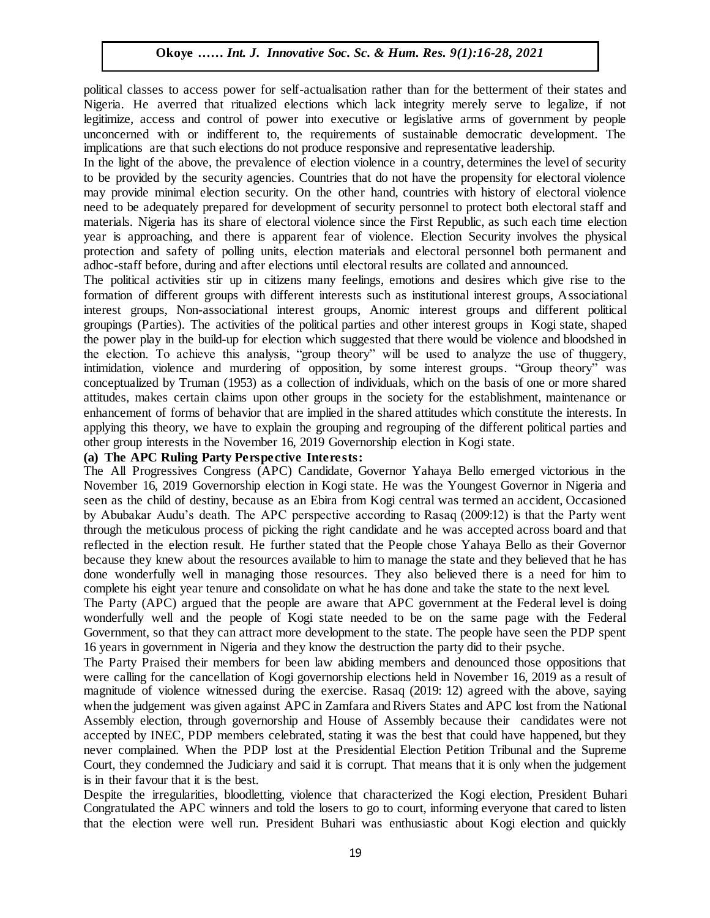political classes to access power for self-actualisation rather than for the betterment of their states and Nigeria. He averred that ritualized elections which lack integrity merely serve to legalize, if not legitimize, access and control of power into executive or legislative arms of government by people unconcerned with or indifferent to, the requirements of sustainable democratic development. The implications are that such elections do not produce responsive and representative leadership.

In the light of the above, the prevalence of election violence in a country, determines the level of security to be provided by the security agencies. Countries that do not have the propensity for electoral violence may provide minimal election security. On the other hand, countries with history of electoral violence need to be adequately prepared for development of security personnel to protect both electoral staff and materials. Nigeria has its share of electoral violence since the First Republic, as such each time election year is approaching, and there is apparent fear of violence. Election Security involves the physical protection and safety of polling units, election materials and electoral personnel both permanent and adhoc-staff before, during and after elections until electoral results are collated and announced.

The political activities stir up in citizens many feelings, emotions and desires which give rise to the formation of different groups with different interests such as institutional interest groups, Associational interest groups, Non-associational interest groups, Anomic interest groups and different political groupings (Parties). The activities of the political parties and other interest groups in Kogi state, shaped the power play in the build-up for election which suggested that there would be violence and bloodshed in the election. To achieve this analysis, "group theory" will be used to analyze the use of thuggery, intimidation, violence and murdering of opposition, by some interest groups. "Group theory" was conceptualized by Truman (1953) as a collection of individuals, which on the basis of one or more shared attitudes, makes certain claims upon other groups in the society for the establishment, maintenance or enhancement of forms of behavior that are implied in the shared attitudes which constitute the interests. In applying this theory, we have to explain the grouping and regrouping of the different political parties and other group interests in the November 16, 2019 Governorship election in Kogi state.

**(a) The APC Ruling Party Perspective Interests:**

The All Progressives Congress (APC) Candidate, Governor Yahaya Bello emerged victorious in the November 16, 2019 Governorship election in Kogi state. He was the Youngest Governor in Nigeria and seen as the child of destiny, because as an Ebira from Kogi central was termed an accident, Occasioned by Abubakar Audu's death. The APC perspective according to Rasaq (2009:12) is that the Party went through the meticulous process of picking the right candidate and he was accepted across board and that reflected in the election result. He further stated that the People chose Yahaya Bello as their Governor because they knew about the resources available to him to manage the state and they believed that he has done wonderfully well in managing those resources. They also believed there is a need for him to complete his eight year tenure and consolidate on what he has done and take the state to the next level.

The Party (APC) argued that the people are aware that APC government at the Federal level is doing wonderfully well and the people of Kogi state needed to be on the same page with the Federal Government, so that they can attract more development to the state. The people have seen the PDP spent 16 years in government in Nigeria and they know the destruction the party did to their psyche.

The Party Praised their members for been law abiding members and denounced those oppositions that were calling for the cancellation of Kogi governorship elections held in November 16, 2019 as a result of magnitude of violence witnessed during the exercise. Rasaq (2019: 12) agreed with the above, saying when the judgement was given against APC in Zamfara and Rivers States and APC lost from the National Assembly election, through governorship and House of Assembly because their candidates were not accepted by INEC, PDP members celebrated, stating it was the best that could have happened, but they never complained. When the PDP lost at the Presidential Election Petition Tribunal and the Supreme Court, they condemned the Judiciary and said it is corrupt. That means that it is only when the judgement is in their favour that it is the best.

Despite the irregularities, bloodletting, violence that characterized the Kogi election, President Buhari Congratulated the APC winners and told the losers to go to court, informing everyone that cared to listen that the election were well run. President Buhari was enthusiastic about Kogi election and quickly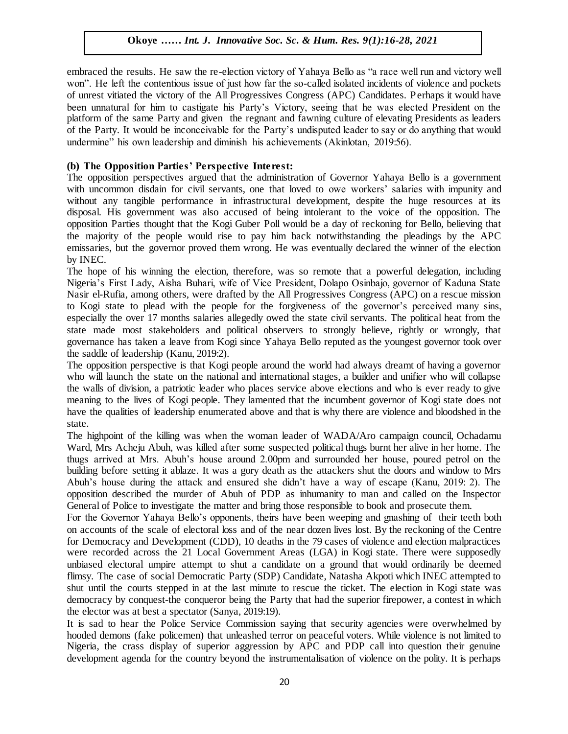embraced the results. He saw the re-election victory of Yahaya Bello as "a race well run and victory well won". He left the contentious issue of just how far the so-called isolated incidents of violence and pockets of unrest vitiated the victory of the All Progressives Congress (APC) Candidates. Perhaps it would have been unnatural for him to castigate his Party's Victory, seeing that he was elected President on the platform of the same Party and given the regnant and fawning culture of elevating Presidents as leaders of the Party. It would be inconceivable for the Party's undisputed leader to say or do anything that would undermine" his own leadership and diminish his achievements (Akinlotan, 2019:56).

**(b) The Opposition Parties' Perspective Interest:**

The opposition perspectives argued that the administration of Governor Yahaya Bello is a government with uncommon disdain for civil servants, one that loved to owe workers' salaries with impunity and without any tangible performance in infrastructural development, despite the huge resources at its disposal. His government was also accused of being intolerant to the voice of the opposition. The opposition Parties thought that the Kogi Guber Poll would be a day of reckoning for Bello, believing that the majority of the people would rise to pay him back notwithstanding the pleadings by the APC emissaries, but the governor proved them wrong. He was eventually declared the winner of the election by INEC.

The hope of his winning the election, therefore, was so remote that a powerful delegation, including Nigeria's First Lady, Aisha Buhari, wife of Vice President, Dolapo Osinbajo, governor of Kaduna State Nasir el-Rufia, among others, were drafted by the All Progressives Congress (APC) on a rescue mission to Kogi state to plead with the people for the forgiveness of the governor's perceived many sins, especially the over 17 months salaries allegedly owed the state civil servants. The political heat from the state made most stakeholders and political observers to strongly believe, rightly or wrongly, that governance has taken a leave from Kogi since Yahaya Bello reputed as the youngest governor took over the saddle of leadership (Kanu, 2019:2).

The opposition perspective is that Kogi people around the world had always dreamt of having a governor who will launch the state on the national and international stages, a builder and unifier who will collapse the walls of division, a patriotic leader who places service above elections and who is ever ready to give meaning to the lives of Kogi people. They lamented that the incumbent governor of Kogi state does not have the qualities of leadership enumerated above and that is why there are violence and bloodshed in the state.

The highpoint of the killing was when the woman leader of WADA/Aro campaign council, Ochadamu Ward, Mrs Acheju Abuh, was killed after some suspected political thugs burnt her alive in her home. The thugs arrived at Mrs. Abuh's house around 2.00pm and surrounded her house, poured petrol on the building before setting it ablaze. It was a gory death as the attackers shut the doors and window to Mrs Abuh's house during the attack and ensured she didn't have a way of escape (Kanu, 2019: 2). The opposition described the murder of Abuh of PDP as inhumanity to man and called on the Inspector General of Police to investigate the matter and bring those responsible to book and prosecute them.

For the Governor Yahaya Bello's opponents, theirs have been weeping and gnashing of their teeth both on accounts of the scale of electoral loss and of the near dozen lives lost. By the reckoning of the Centre for Democracy and Development (CDD), 10 deaths in the 79 cases of violence and election malpractices were recorded across the 21 Local Government Areas (LGA) in Kogi state. There were supposedly unbiased electoral umpire attempt to shut a candidate on a ground that would ordinarily be deemed flimsy. The case of social Democratic Party (SDP) Candidate, Natasha Akpoti which INEC attempted to shut until the courts stepped in at the last minute to rescue the ticket. The election in Kogi state was democracy by conquest-the conqueror being the Party that had the superior firepower, a contest in which the elector was at best a spectator (Sanya, 2019:19).

It is sad to hear the Police Service Commission saying that security agencies were overwhelmed by hooded demons (fake policemen) that unleashed terror on peaceful voters. While violence is not limited to Nigeria, the crass display of superior aggression by APC and PDP call into question their genuine development agenda for the country beyond the instrumentalisation of violence on the polity. It is perhaps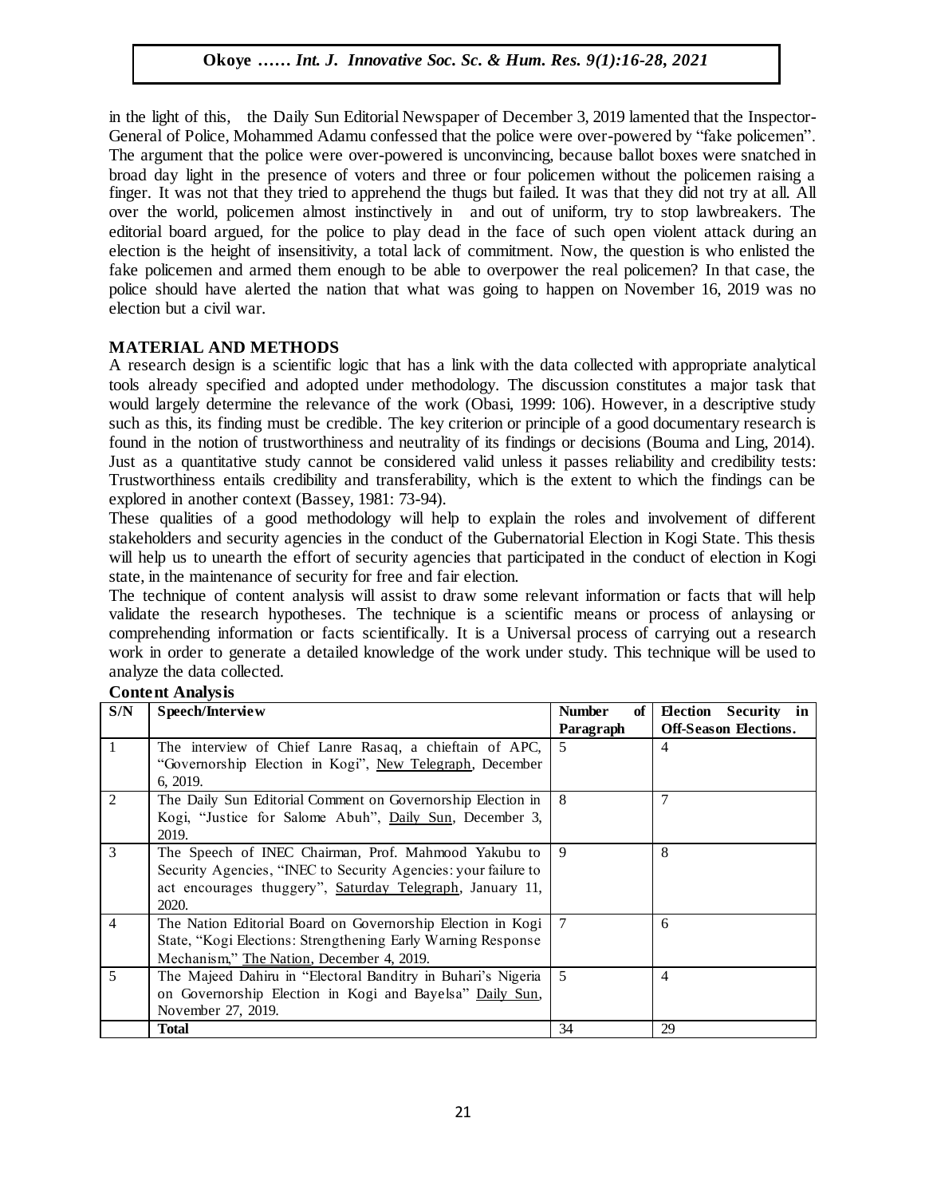in the light of this, the Daily Sun Editorial Newspaper of December 3, 2019 lamented that the Inspector-General of Police, Mohammed Adamu confessed that the police were over-powered by "fake policemen". The argument that the police were over-powered is unconvincing, because ballot boxes were snatched in broad day light in the presence of voters and three or four policemen without the policemen raising a finger. It was not that they tried to apprehend the thugs but failed. It was that they did not try at all. All over the world, policemen almost instinctively in and out of uniform, try to stop lawbreakers. The editorial board argued, for the police to play dead in the face of such open violent attack during an election is the height of insensitivity, a total lack of commitment. Now, the question is who enlisted the fake policemen and armed them enough to be able to overpower the real policemen? In that case, the police should have alerted the nation that what was going to happen on November 16, 2019 was no election but a civil war.

## MATERIAL AND METHODS

A research design is a scientific logic that has a link with the data collected with appropriate analytical tools already specified and adopted under methodology. The discussion constitutes a major task that would largely determine the relevance of the work (Obasi, 1999: 106). However, in a descriptive study such as this, its finding must be credible. The key criterion or principle of a good documentary research is found in the notion of trustworthiness and neutrality of its findings or decisions (Bouma and Ling, 2014). Just as a quantitative study cannot be considered valid unless it passes reliability and credibility tests: Trustworthiness entails credibility and transferability, which is the extent to which the findings can be explored in another context (Bassey, 1981: 73-94).

These qualities of a good methodology will help to explain the roles and involvement of different stakeholders and security agencies in the conduct of the Gubernatorial Election in Kogi State. This thesis will help us to unearth the effort of security agencies that participated in the conduct of election in Kogi state, in the maintenance of security for free and fair election.

The technique of content analysis will assist to draw some relevant information or facts that will help validate the research hypotheses. The technique is a scientific means or process of anlaysing or comprehending information or facts scientifically. It is a Universal process of carrying out a research work in order to generate a detailed knowledge of the work under study. This technique will be used to analyze the data collected.

**Content Analysis**

| S/N | Speech/Interview | Number of Paragraph | Election Security in Off-Season Elections. |
|---|---|---|---|
| 1 | The interview of Chief Lanre Rasaq, a chieftain of APC, "Governorship Election in Kogi", New Telegraph, December 6, 2019. | 5 | 4 |
| 2 | The Daily Sun Editorial Comment on Governorship Election in Kogi, "Justice for Salome Abuh", Daily Sun, December 3, 2019. | 8 | 7 |
| 3 | The Speech of INEC Chairman, Prof. Mahmood Yakubu to Security Agencies, "INEC to Security Agencies: your failure to act encourages thuggery", Saturday Telegraph, January 11, 2020. | 9 | 8 |
| 4 | The Nation Editorial Board on Governorship Election in Kogi State, "Kogi Elections: Strengthening Early Warning Response Mechanism," The Nation, December 4, 2019. | 7 | 6 |
| 5 | The Majeed Dahiru in "Electoral Banditry in Buhari's Nigeria on Governorship Election in Kogi and Bayelsa" Daily Sun, November 27, 2019. | 5 | 4 |
| | **Total** | 34 | 29 |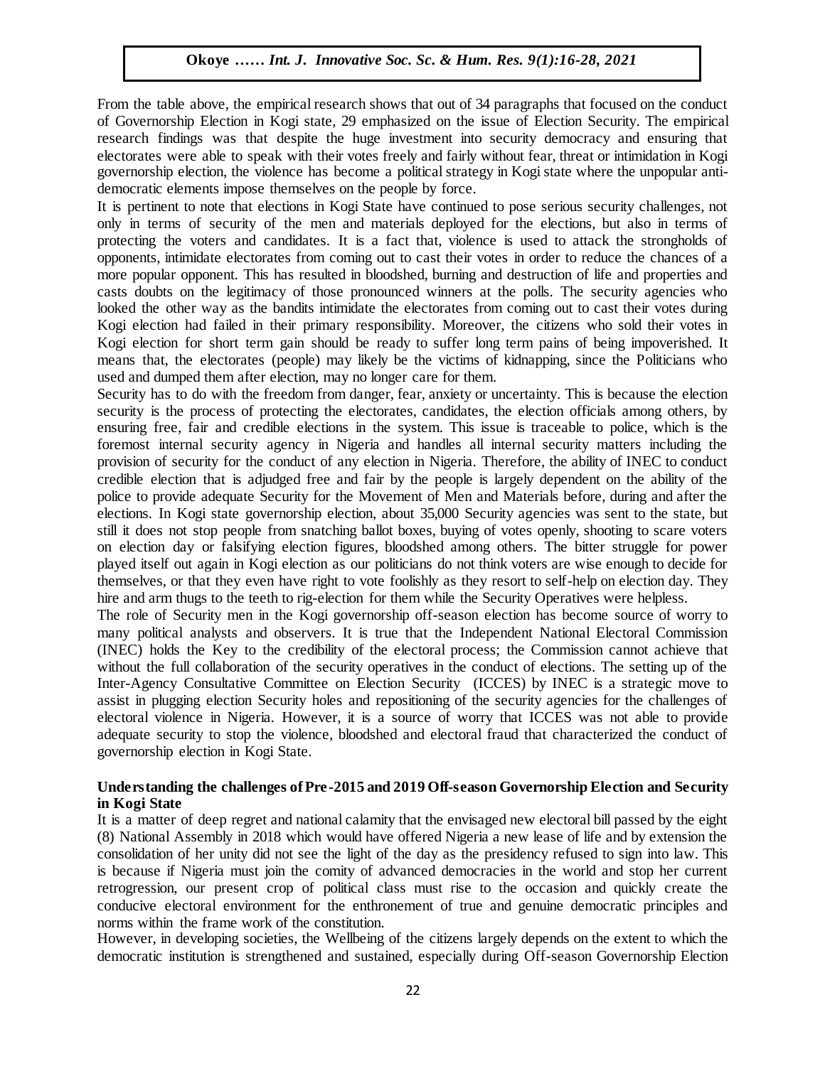From the table above, the empirical research shows that out of 34 paragraphs that focused on the conduct of Governorship Election in Kogi state, 29 emphasized on the issue of Election Security. The empirical research findings was that despite the huge investment into security democracy and ensuring that electorates were able to speak with their votes freely and fairly without fear, threat or intimidation in Kogi governorship election, the violence has become a political strategy in Kogi state where the unpopular anti-democratic elements impose themselves on the people by force.

It is pertinent to note that elections in Kogi State have continued to pose serious security challenges, not only in terms of security of the men and materials deployed for the elections, but also in terms of protecting the voters and candidates. It is a fact that, violence is used to attack the strongholds of opponents, intimidate electorates from coming out to cast their votes in order to reduce the chances of a more popular opponent. This has resulted in bloodshed, burning and destruction of life and properties and casts doubts on the legitimacy of those pronounced winners at the polls. The security agencies who looked the other way as the bandits intimidate the electorates from coming out to cast their votes during Kogi election had failed in their primary responsibility. Moreover, the citizens who sold their votes in Kogi election for short term gain should be ready to suffer long term pains of being impoverished. It means that, the electorates (people) may likely be the victims of kidnapping, since the Politicians who used and dumped them after election, may no longer care for them.

Security has to do with the freedom from danger, fear, anxiety or uncertainty. This is because the election security is the process of protecting the electorates, candidates, the election officials among others, by ensuring free, fair and credible elections in the system. This issue is traceable to police, which is the foremost internal security agency in Nigeria and handles all internal security matters including the provision of security for the conduct of any election in Nigeria. Therefore, the ability of INEC to conduct credible election that is adjudged free and fair by the people is largely dependent on the ability of the police to provide adequate Security for the Movement of Men and Materials before, during and after the elections. In Kogi state governorship election, about 35,000 Security agencies was sent to the state, but still it does not stop people from snatching ballot boxes, buying of votes openly, shooting to scare voters on election day or falsifying election figures, bloodshed among others. The bitter struggle for power played itself out again in Kogi election as our politicians do not think voters are wise enough to decide for themselves, or that they even have right to vote foolishly as they resort to self-help on election day. They hire and arm thugs to the teeth to rig-election for them while the Security Operatives were helpless.

The role of Security men in the Kogi governorship off-season election has become source of worry to many political analysts and observers. It is true that the Independent National Electoral Commission (INEC) holds the Key to the credibility of the electoral process; the Commission cannot achieve that without the full collaboration of the security operatives in the conduct of elections. The setting up of the Inter-Agency Consultative Committee on Election Security (ICCES) by INEC is a strategic move to assist in plugging election Security holes and repositioning of the security agencies for the challenges of electoral violence in Nigeria. However, it is a source of worry that ICCES was not able to provide adequate security to stop the violence, bloodshed and electoral fraud that characterized the conduct of governorship election in Kogi State.

## Understanding the challenges of Pre-2015 and 2019 Off-season Governorship Election and Security in Kogi State

It is a matter of deep regret and national calamity that the envisaged new electoral bill passed by the eight (8) National Assembly in 2018 which would have offered Nigeria a new lease of life and by extension the consolidation of her unity did not see the light of the day as the presidency refused to sign into law. This is because if Nigeria must join the comity of advanced democracies in the world and stop her current retrogression, our present crop of political class must rise to the occasion and quickly create the conducive electoral environment for the enthronement of true and genuine democratic principles and norms within the frame work of the constitution.

However, in developing societies, the Wellbeing of the citizens largely depends on the extent to which the democratic institution is strengthened and sustained, especially during Off-season Governorship Election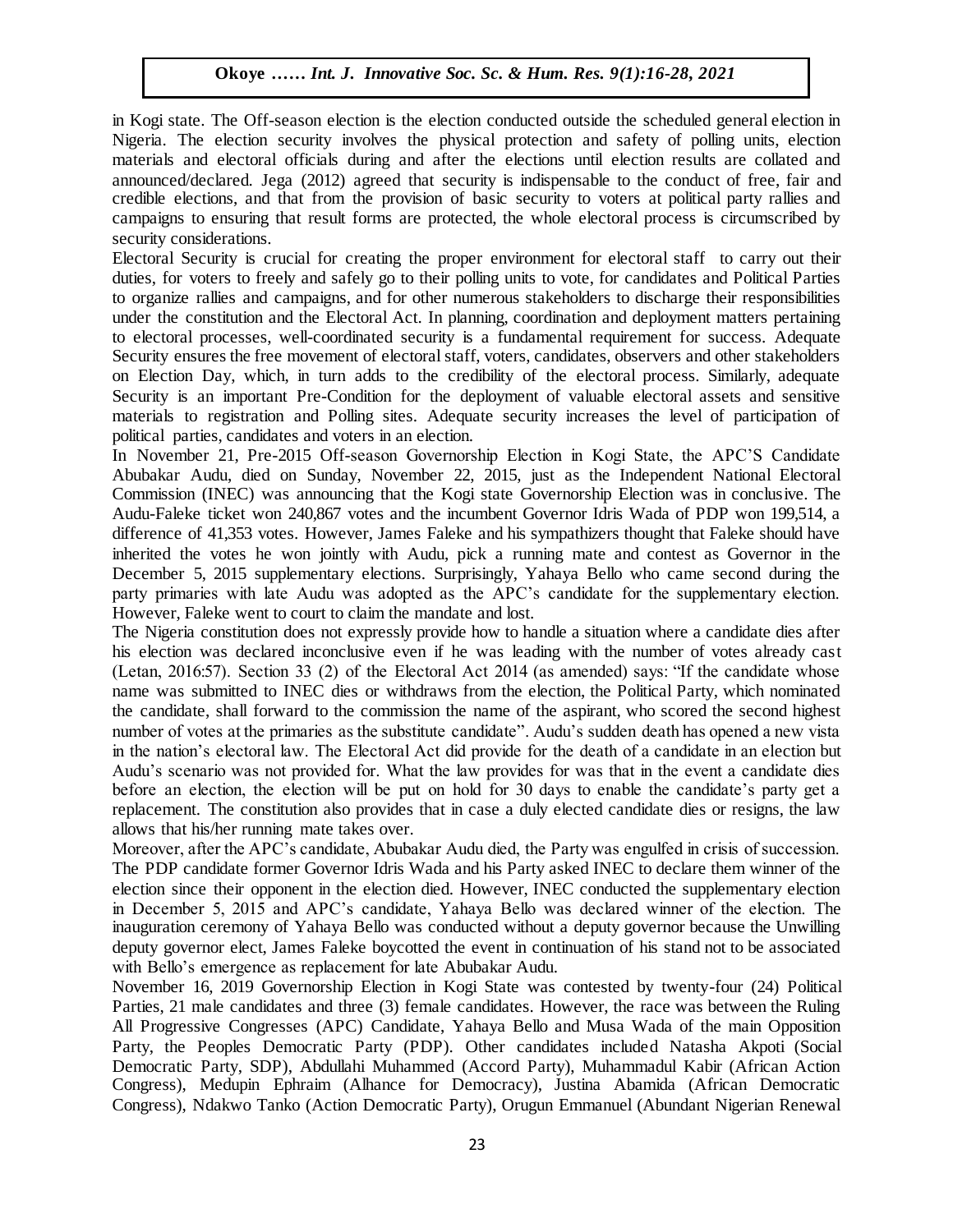in Kogi state. The Off-season election is the election conducted outside the scheduled general election in Nigeria. The election security involves the physical protection and safety of polling units, election materials and electoral officials during and after the elections until election results are collated and announced/declared. Jega (2012) agreed that security is indispensable to the conduct of free, fair and credible elections, and that from the provision of basic security to voters at political party rallies and campaigns to ensuring that result forms are protected, the whole electoral process is circumscribed by security considerations.

Electoral Security is crucial for creating the proper environment for electoral staff to carry out their duties, for voters to freely and safely go to their polling units to vote, for candidates and Political Parties to organize rallies and campaigns, and for other numerous stakeholders to discharge their responsibilities under the constitution and the Electoral Act. In planning, coordination and deployment matters pertaining to electoral processes, well-coordinated security is a fundamental requirement for success. Adequate Security ensures the free movement of electoral staff, voters, candidates, observers and other stakeholders on Election Day, which, in turn adds to the credibility of the electoral process. Similarly, adequate Security is an important Pre-Condition for the deployment of valuable electoral assets and sensitive materials to registration and Polling sites. Adequate security increases the level of participation of political parties, candidates and voters in an election.

In November 21, Pre-2015 Off-season Governorship Election in Kogi State, the APC'S Candidate Abubakar Audu, died on Sunday, November 22, 2015, just as the Independent National Electoral Commission (INEC) was announcing that the Kogi state Governorship Election was in conclusive. The Audu-Faleke ticket won 240,867 votes and the incumbent Governor Idris Wada of PDP won 199,514, a difference of 41,353 votes. However, James Faleke and his sympathizers thought that Faleke should have inherited the votes he won jointly with Audu, pick a running mate and contest as Governor in the December 5, 2015 supplementary elections. Surprisingly, Yahaya Bello who came second during the party primaries with late Audu was adopted as the APC's candidate for the supplementary election. However, Faleke went to court to claim the mandate and lost.

The Nigeria constitution does not expressly provide how to handle a situation where a candidate dies after his election was declared inconclusive even if he was leading with the number of votes already cast (Letan, 2016:57). Section 33 (2) of the Electoral Act 2014 (as amended) says: "If the candidate whose name was submitted to INEC dies or withdraws from the election, the Political Party, which nominated the candidate, shall forward to the commission the name of the aspirant, who scored the second highest number of votes at the primaries as the substitute candidate". Audu's sudden death has opened a new vista in the nation's electoral law. The Electoral Act did provide for the death of a candidate in an election but Audu's scenario was not provided for. What the law provides for was that in the event a candidate dies before an election, the election will be put on hold for 30 days to enable the candidate's party get a replacement. The constitution also provides that in case a duly elected candidate dies or resigns, the law allows that his/her running mate takes over.

Moreover, after the APC's candidate, Abubakar Audu died, the Party was engulfed in crisis of succession. The PDP candidate former Governor Idris Wada and his Party asked INEC to declare them winner of the election since their opponent in the election died. However, INEC conducted the supplementary election in December 5, 2015 and APC's candidate, Yahaya Bello was declared winner of the election. The inauguration ceremony of Yahaya Bello was conducted without a deputy governor because the Unwilling deputy governor elect, James Faleke boycotted the event in continuation of his stand not to be associated with Bello's emergence as replacement for late Abubakar Audu.

November 16, 2019 Governorship Election in Kogi State was contested by twenty-four (24) Political Parties, 21 male candidates and three (3) female candidates. However, the race was between the Ruling All Progressive Congresses (APC) Candidate, Yahaya Bello and Musa Wada of the main Opposition Party, the Peoples Democratic Party (PDP). Other candidates included Natasha Akpoti (Social Democratic Party, SDP), Abdullahi Muhammed (Accord Party), Muhammadul Kabir (African Action Congress), Medupin Ephraim (Alhance for Democracy), Justina Abamida (African Democratic Congress), Ndakwo Tanko (Action Democratic Party), Orugun Emmanuel (Abundant Nigerian Renewal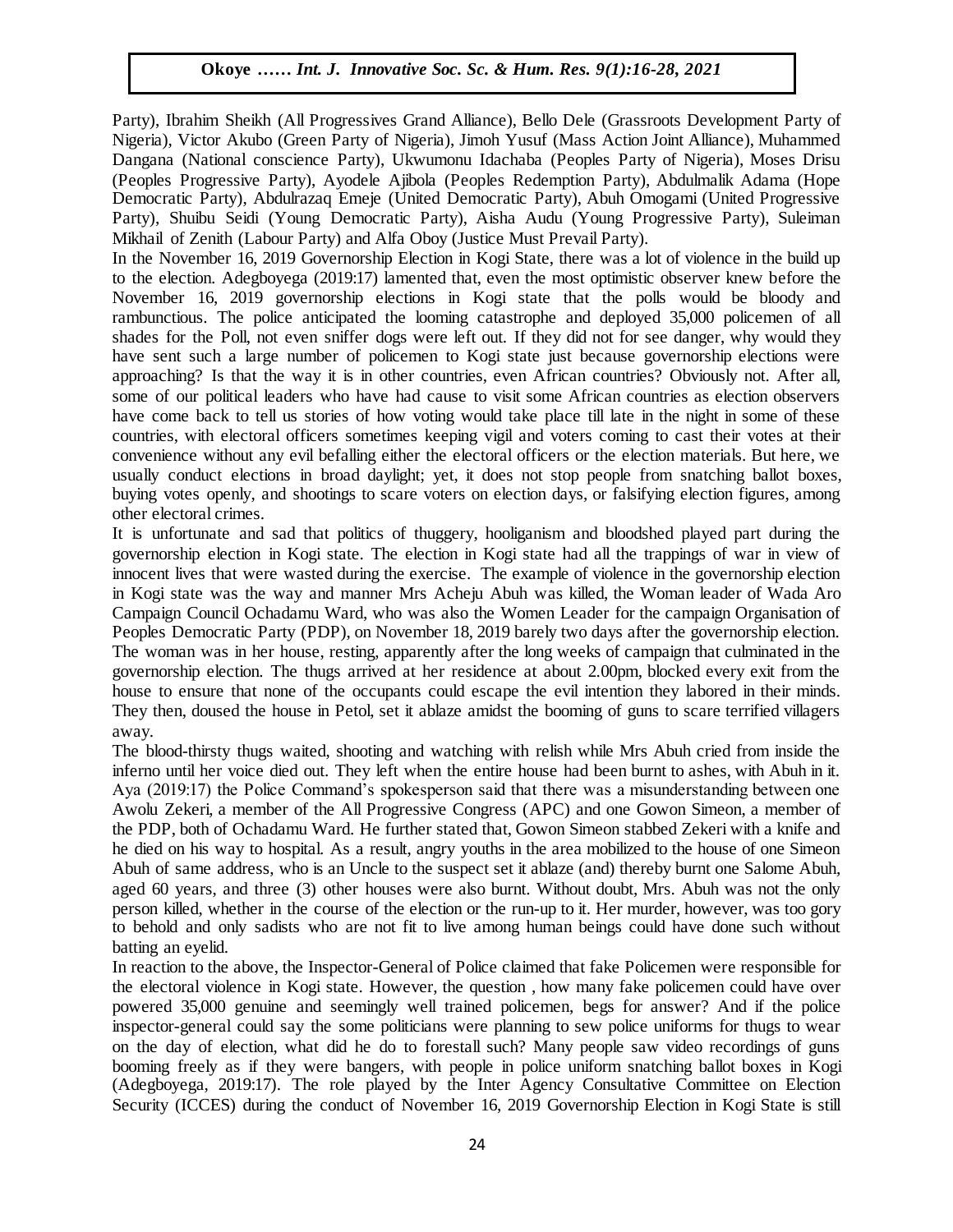Party), Ibrahim Sheikh (All Progressives Grand Alliance), Bello Dele (Grassroots Development Party of Nigeria), Victor Akubo (Green Party of Nigeria), Jimoh Yusuf (Mass Action Joint Alliance), Muhammed Dangana (National conscience Party), Ukwumonu Idachaba (Peoples Party of Nigeria), Moses Drisu (Peoples Progressive Party), Ayodele Ajibola (Peoples Redemption Party), Abdulmalik Adama (Hope Democratic Party), Abdulrazaq Emeje (United Democratic Party), Abuh Omogami (United Progressive Party), Shuibu Seidi (Young Democratic Party), Aisha Audu (Young Progressive Party), Suleiman Mikhail of Zenith (Labour Party) and Alfa Oboy (Justice Must Prevail Party).

In the November 16, 2019 Governorship Election in Kogi State, there was a lot of violence in the build up to the election. Adegboyega (2019:17) lamented that, even the most optimistic observer knew before the November 16, 2019 governorship elections in Kogi state that the polls would be bloody and rambunctious. The police anticipated the looming catastrophe and deployed 35,000 policemen of all shades for the Poll, not even sniffer dogs were left out. If they did not for see danger, why would they have sent such a large number of policemen to Kogi state just because governorship elections were approaching? Is that the way it is in other countries, even African countries? Obviously not. After all, some of our political leaders who have had cause to visit some African countries as election observers have come back to tell us stories of how voting would take place till late in the night in some of these countries, with electoral officers sometimes keeping vigil and voters coming to cast their votes at their convenience without any evil befalling either the electoral officers or the election materials. But here, we usually conduct elections in broad daylight; yet, it does not stop people from snatching ballot boxes, buying votes openly, and shootings to scare voters on election days, or falsifying election figures, among other electoral crimes.

It is unfortunate and sad that politics of thuggery, hooliganism and bloodshed played part during the governorship election in Kogi state. The election in Kogi state had all the trappings of war in view of innocent lives that were wasted during the exercise. The example of violence in the governorship election in Kogi state was the way and manner Mrs Acheju Abuh was killed, the Woman leader of Wada Aro Campaign Council Ochadamu Ward, who was also the Women Leader for the campaign Organisation of Peoples Democratic Party (PDP), on November 18, 2019 barely two days after the governorship election. The woman was in her house, resting, apparently after the long weeks of campaign that culminated in the governorship election. The thugs arrived at her residence at about 2.00pm, blocked every exit from the house to ensure that none of the occupants could escape the evil intention they labored in their minds. They then, doused the house in Petol, set it ablaze amidst the booming of guns to scare terrified villagers away.

The blood-thirsty thugs waited, shooting and watching with relish while Mrs Abuh cried from inside the inferno until her voice died out. They left when the entire house had been burnt to ashes, with Abuh in it. Aya (2019:17) the Police Command's spokesperson said that there was a misunderstanding between one Awolu Zekeri, a member of the All Progressive Congress (APC) and one Gowon Simeon, a member of the PDP, both of Ochadamu Ward. He further stated that, Gowon Simeon stabbed Zekeri with a knife and he died on his way to hospital. As a result, angry youths in the area mobilized to the house of one Simeon Abuh of same address, who is an Uncle to the suspect set it ablaze (and) thereby burnt one Salome Abuh, aged 60 years, and three (3) other houses were also burnt. Without doubt, Mrs. Abuh was not the only person killed, whether in the course of the election or the run-up to it. Her murder, however, was too gory to behold and only sadists who are not fit to live among human beings could have done such without batting an eyelid.

In reaction to the above, the Inspector-General of Police claimed that fake Policemen were responsible for the electoral violence in Kogi state. However, the question , how many fake policemen could have over powered 35,000 genuine and seemingly well trained policemen, begs for answer? And if the police inspector-general could say the some politicians were planning to sew police uniforms for thugs to wear on the day of election, what did he do to forestall such? Many people saw video recordings of guns booming freely as if they were bangers, with people in police uniform snatching ballot boxes in Kogi (Adegboyega, 2019:17). The role played by the Inter Agency Consultative Committee on Election Security (ICCES) during the conduct of November 16, 2019 Governorship Election in Kogi State is still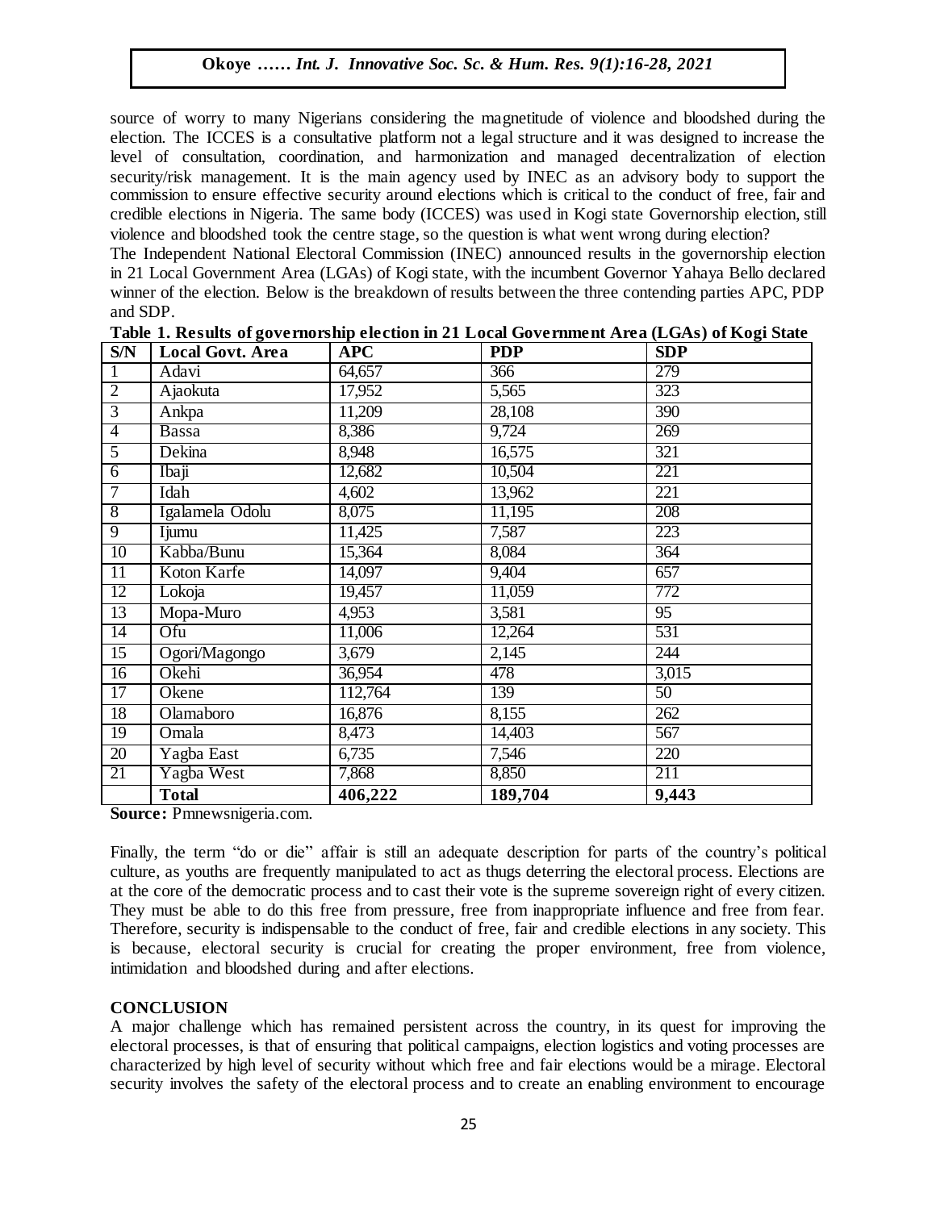source of worry to many Nigerians considering the magnetitude of violence and bloodshed during the election. The ICCES is a consultative platform not a legal structure and it was designed to increase the level of consultation, coordination, and harmonization and managed decentralization of election security/risk management. It is the main agency used by INEC as an advisory body to support the commission to ensure effective security around elections which is critical to the conduct of free, fair and credible elections in Nigeria. The same body (ICCES) was used in Kogi state Governorship election, still violence and bloodshed took the centre stage, so the question is what went wrong during election?

The Independent National Electoral Commission (INEC) announced results in the governorship election in 21 Local Government Area (LGAs) of Kogi state, with the incumbent Governor Yahaya Bello declared winner of the election. Below is the breakdown of results between the three contending parties APC, PDP and SDP.

**Table 1. Results of governorship election in 21 Local Government Area (LGAs) of Kogi State**

| S/N | Local Govt. Area | APC | PDP | SDP |
|---|---|---|---|---|
| 1 | Adavi | 64,657 | 366 | 279 |
| 2 | Ajaokuta | 17,952 | 5,565 | 323 |
| 3 | Ankpa | 11,209 | 28,108 | 390 |
| 4 | Bassa | 8,386 | 9,724 | 269 |
| 5 | Dekina | 8,948 | 16,575 | 321 |
| 6 | Ibaji | 12,682 | 10,504 | 221 |
| 7 | Idah | 4,602 | 13,962 | 221 |
| 8 | Igalamela Odolu | 8,075 | 11,195 | 208 |
| 9 | Ijumu | 11,425 | 7,587 | 223 |
| 10 | Kabba/Bunu | 15,364 | 8,084 | 364 |
| 11 | Koton Karfe | 14,097 | 9,404 | 657 |
| 12 | Lokoja | 19,457 | 11,059 | 772 |
| 13 | Mopa-Muro | 4,953 | 3,581 | 95 |
| 14 | Ofu | 11,006 | 12,264 | 531 |
| 15 | Ogori/Magongo | 3,679 | 2,145 | 244 |
| 16 | Okehi | 36,954 | 478 | 3,015 |
| 17 | Okene | 112,764 | 139 | 50 |
| 18 | Olamaboro | 16,876 | 8,155 | 262 |
| 19 | Omala | 8,473 | 14,403 | 567 |
| 20 | Yagba East | 6,735 | 7,546 | 220 |
| 21 | Yagba West | 7,868 | 8,850 | 211 |
| | **Total** | **406,222** | **189,704** | **9,443** |

**Source:** Pmnewsnigeria.com.

Finally, the term "do or die" affair is still an adequate description for parts of the country's political culture, as youths are frequently manipulated to act as thugs deterring the electoral process. Elections are at the core of the democratic process and to cast their vote is the supreme sovereign right of every citizen. They must be able to do this free from pressure, free from inappropriate influence and free from fear. Therefore, security is indispensable to the conduct of free, fair and credible elections in any society. This is because, electoral security is crucial for creating the proper environment, free from violence, intimidation and bloodshed during and after elections.

## CONCLUSION

A major challenge which has remained persistent across the country, in its quest for improving the electoral processes, is that of ensuring that political campaigns, election logistics and voting processes are characterized by high level of security without which free and fair elections would be a mirage. Electoral security involves the safety of the electoral process and to create an enabling environment to encourage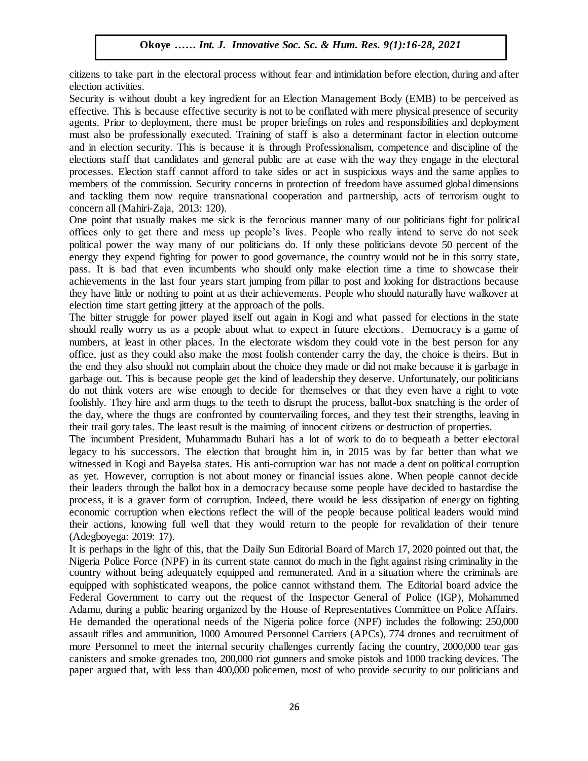citizens to take part in the electoral process without fear and intimidation before election, during and after election activities.

Security is without doubt a key ingredient for an Election Management Body (EMB) to be perceived as effective. This is because effective security is not to be conflated with mere physical presence of security agents. Prior to deployment, there must be proper briefings on roles and responsibilities and deployment must also be professionally executed. Training of staff is also a determinant factor in election outcome and in election security. This is because it is through Professionalism, competence and discipline of the elections staff that candidates and general public are at ease with the way they engage in the electoral processes. Election staff cannot afford to take sides or act in suspicious ways and the same applies to members of the commission. Security concerns in protection of freedom have assumed global dimensions and tackling them now require transnational cooperation and partnership, acts of terrorism ought to concern all (Mahiri-Zaja, 2013: 120).

One point that usually makes me sick is the ferocious manner many of our politicians fight for political offices only to get there and mess up people's lives. People who really intend to serve do not seek political power the way many of our politicians do. If only these politicians devote 50 percent of the energy they expend fighting for power to good governance, the country would not be in this sorry state, pass. It is bad that even incumbents who should only make election time a time to showcase their achievements in the last four years start jumping from pillar to post and looking for distractions because they have little or nothing to point at as their achievements. People who should naturally have walkover at election time start getting jittery at the approach of the polls.

The bitter struggle for power played itself out again in Kogi and what passed for elections in the state should really worry us as a people about what to expect in future elections. Democracy is a game of numbers, at least in other places. In the electorate wisdom they could vote in the best person for any office, just as they could also make the most foolish contender carry the day, the choice is theirs. But in the end they also should not complain about the choice they made or did not make because it is garbage in garbage out. This is because people get the kind of leadership they deserve. Unfortunately, our politicians do not think voters are wise enough to decide for themselves or that they even have a right to vote foolishly. They hire and arm thugs to the teeth to disrupt the process, ballot-box snatching is the order of the day, where the thugs are confronted by countervailing forces, and they test their strengths, leaving in their trail gory tales. The least result is the maiming of innocent citizens or destruction of properties.

The incumbent President, Muhammadu Buhari has a lot of work to do to bequeath a better electoral legacy to his successors. The election that brought him in, in 2015 was by far better than what we witnessed in Kogi and Bayelsa states. His anti-corruption war has not made a dent on political corruption as yet. However, corruption is not about money or financial issues alone. When people cannot decide their leaders through the ballot box in a democracy because some people have decided to bastardise the process, it is a graver form of corruption. Indeed, there would be less dissipation of energy on fighting economic corruption when elections reflect the will of the people because political leaders would mind their actions, knowing full well that they would return to the people for revalidation of their tenure (Adegboyega: 2019: 17).

It is perhaps in the light of this, that the Daily Sun Editorial Board of March 17, 2020 pointed out that, the Nigeria Police Force (NPF) in its current state cannot do much in the fight against rising criminality in the country without being adequately equipped and remunerated. And in a situation where the criminals are equipped with sophisticated weapons, the police cannot withstand them. The Editorial board advice the Federal Government to carry out the request of the Inspector General of Police (IGP), Mohammed Adamu, during a public hearing organized by the House of Representatives Committee on Police Affairs. He demanded the operational needs of the Nigeria police force (NPF) includes the following: 250,000 assault rifles and ammunition, 1000 Amoured Personnel Carriers (APCs), 774 drones and recruitment of more Personnel to meet the internal security challenges currently facing the country, 2000,000 tear gas canisters and smoke grenades too, 200,000 riot gunners and smoke pistols and 1000 tracking devices. The paper argued that, with less than 400,000 policemen, most of who provide security to our politicians and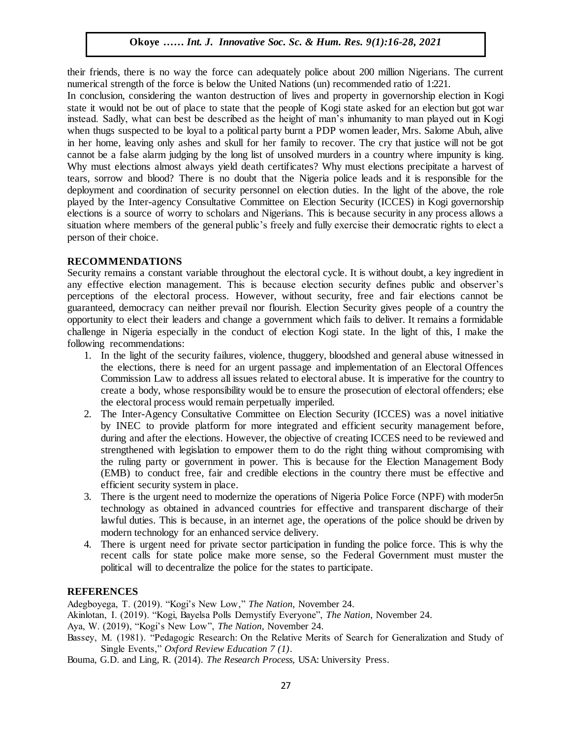their friends, there is no way the force can adequately police about 200 million Nigerians. The current numerical strength of the force is below the United Nations (un) recommended ratio of 1:221.

In conclusion, considering the wanton destruction of lives and property in governorship election in Kogi state it would not be out of place to state that the people of Kogi state asked for an election but got war instead. Sadly, what can best be described as the height of man's inhumanity to man played out in Kogi when thugs suspected to be loyal to a political party burnt a PDP women leader, Mrs. Salome Abuh, alive in her home, leaving only ashes and skull for her family to recover. The cry that justice will not be got cannot be a false alarm judging by the long list of unsolved murders in a country where impunity is king. Why must elections almost always yield death certificates? Why must elections precipitate a harvest of tears, sorrow and blood? There is no doubt that the Nigeria police leads and it is responsible for the deployment and coordination of security personnel on election duties. In the light of the above, the role played by the Inter-agency Consultative Committee on Election Security (ICCES) in Kogi governorship elections is a source of worry to scholars and Nigerians. This is because security in any process allows a situation where members of the general public's freely and fully exercise their democratic rights to elect a person of their choice.

## RECOMMENDATIONS

Security remains a constant variable throughout the electoral cycle. It is without doubt, a key ingredient in any effective election management. This is because election security defines public and observer's perceptions of the electoral process. However, without security, free and fair elections cannot be guaranteed, democracy can neither prevail nor flourish. Election Security gives people of a country the opportunity to elect their leaders and change a government which fails to deliver. It remains a formidable challenge in Nigeria especially in the conduct of election Kogi state. In the light of this, I make the following recommendations:

1. In the light of the security failures, violence, thuggery, bloodshed and general abuse witnessed in the elections, there is need for an urgent passage and implementation of an Electoral Offences Commission Law to address all issues related to electoral abuse. It is imperative for the country to create a body, whose responsibility would be to ensure the prosecution of electoral offenders; else the electoral process would remain perpetually imperiled.
2. The Inter-Agency Consultative Committee on Election Security (ICCES) was a novel initiative by INEC to provide platform for more integrated and efficient security management before, during and after the elections. However, the objective of creating ICCES need to be reviewed and strengthened with legislation to empower them to do the right thing without compromising with the ruling party or government in power. This is because for the Election Management Body (EMB) to conduct free, fair and credible elections in the country there must be effective and efficient security system in place.
3. There is the urgent need to modernize the operations of Nigeria Police Force (NPF) with moder5n technology as obtained in advanced countries for effective and transparent discharge of their lawful duties. This is because, in an internet age, the operations of the police should be driven by modern technology for an enhanced service delivery.
4. There is urgent need for private sector participation in funding the police force. This is why the recent calls for state police make more sense, so the Federal Government must muster the political will to decentralize the police for the states to participate.

## REFERENCES

Adegboyega, T. (2019). "Kogi's New Low," *The Nation*, November 24.

Akinlotan, I. (2019). "Kogi, Bayelsa Polls Demystify Everyone", *The Nation*, November 24.

Aya, W. (2019), "Kogi's New Low", *The Nation*, November 24.

Bassey, M. (1981). "Pedagogic Research: On the Relative Merits of Search for Generalization and Study of Single Events," *Oxford Review Education 7 (1)*.

Bouma, G.D. and Ling, R. (2014). *The Research Process,* USA: University Press.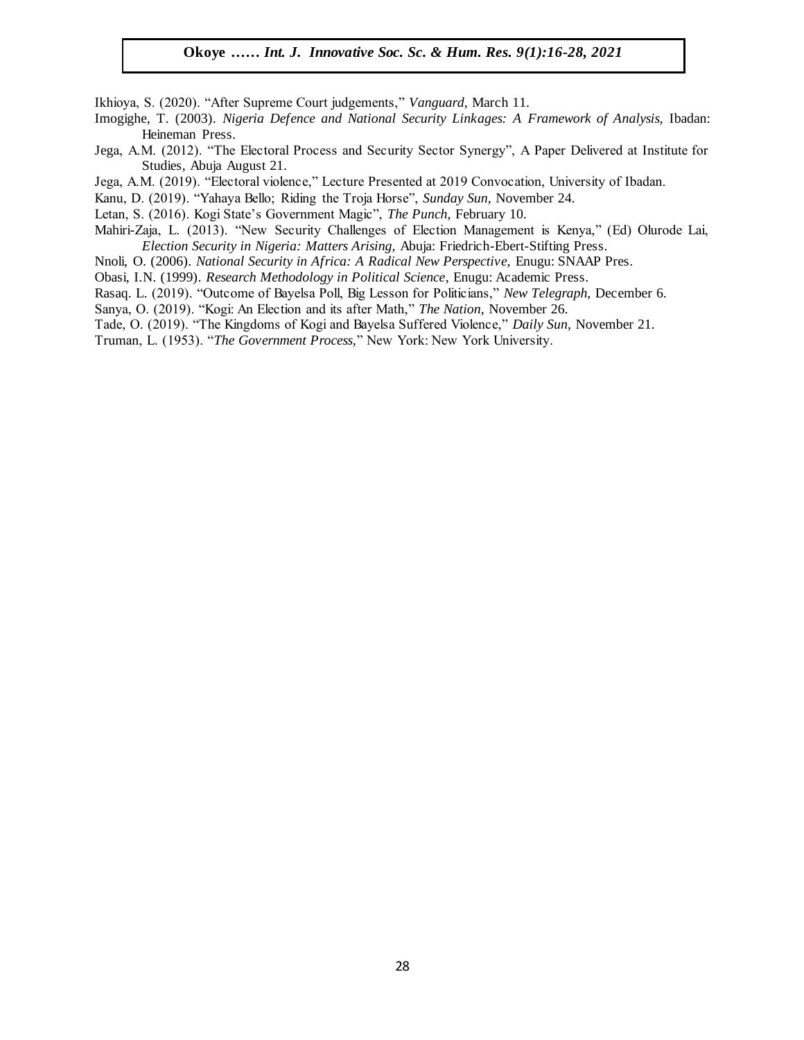Ikhioya, S. (2020). "After Supreme Court judgements," *Vanguard,* March 11.

Imogighe, T. (2003). *Nigeria Defence and National Security Linkages: A Framework of Analysis,* Ibadan: Heineman Press.

Jega, A.M. (2012). "The Electoral Process and Security Sector Synergy", A Paper Delivered at Institute for Studies, Abuja August 21.

Jega, A.M. (2019). "Electoral violence," Lecture Presented at 2019 Convocation, University of Ibadan.

Kanu, D. (2019). "Yahaya Bello; Riding the Troja Horse", *Sunday Sun,* November 24.

Letan, S. (2016). Kogi State's Government Magic", *The Punch,* February 10.

Mahiri-Zaja, L. (2013). "New Security Challenges of Election Management is Kenya," (Ed) Olurode Lai, *Election Security in Nigeria: Matters Arising,* Abuja: Friedrich-Ebert-Stifting Press.

Nnoli, O. (2006). *National Security in Africa: A Radical New Perspective,* Enugu: SNAAP Pres.

Obasi, I.N. (1999). *Research Methodology in Political Science*, Enugu: Academic Press.

Rasaq. L. (2019). "Outcome of Bayelsa Poll, Big Lesson for Politicians," *New Telegraph,* December 6.

Sanya, O. (2019). "Kogi: An Election and its after Math," *The Nation,* November 26.

Tade, O. (2019). "The Kingdoms of Kogi and Bayelsa Suffered Violence," *Daily Sun*, November 21.

Truman, L. (1953). "*The Government Process,*" New York: New York University.